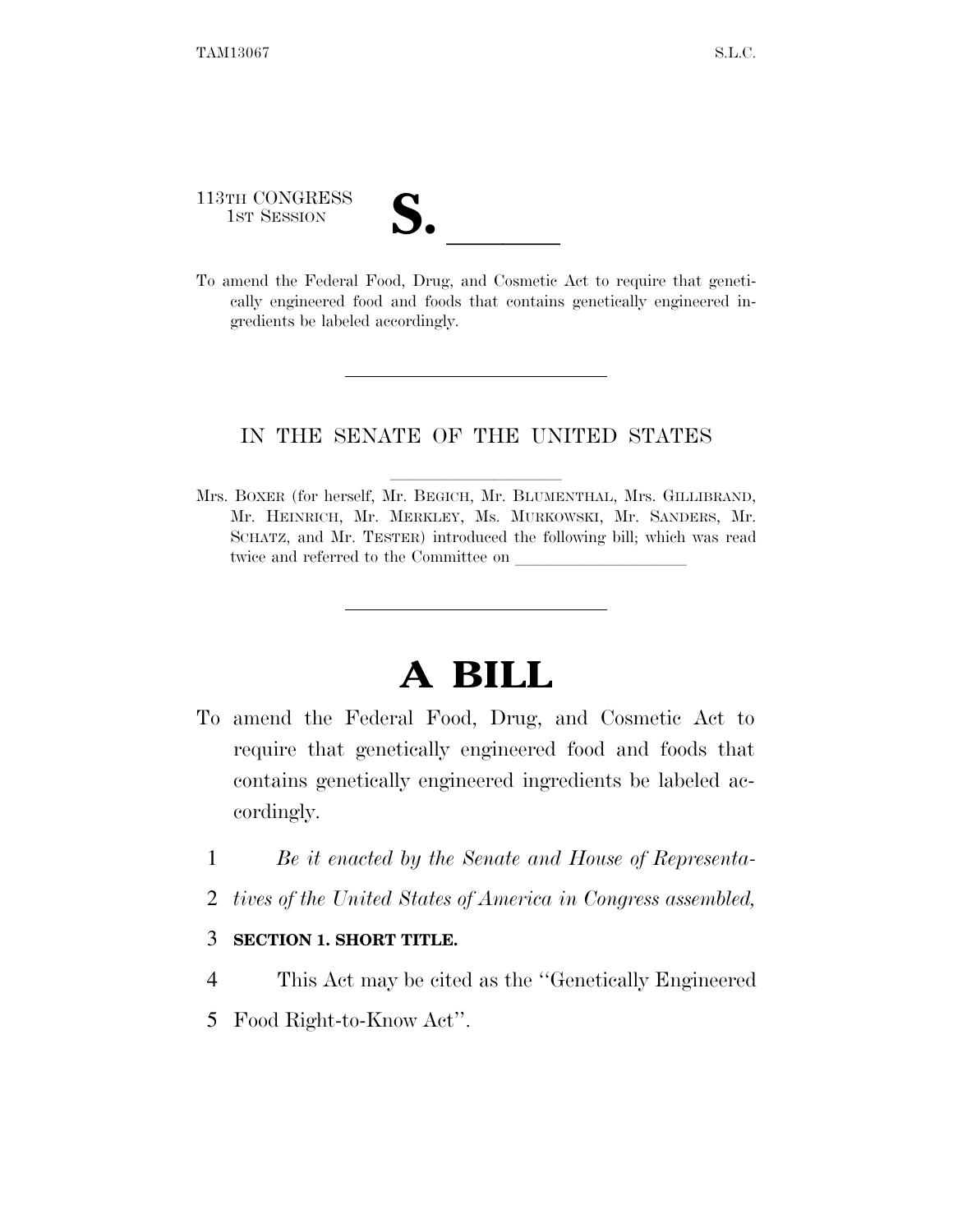113TH CONGRESS
1ST SESSION

# S. ______

To amend the Federal Food, Drug, and Cosmetic Act to require that genetically engineered food and foods that contains genetically engineered ingredients be labeled accordingly.

---

IN THE SENATE OF THE UNITED STATES

Mrs. BOXER (for herself, Mr. BEGICH, Mr. BLUMENTHAL, Mrs. GILLIBRAND, Mr. HEINRICH, Mr. MERKLEY, Ms. MURKOWSKI, Mr. SANDERS, Mr. SCHATZ, and Mr. TESTER) introduced the following bill; which was read twice and referred to the Committee on ____________________

---

# A BILL

To amend the Federal Food, Drug, and Cosmetic Act to require that genetically engineered food and foods that contains genetically engineered ingredients be labeled accordingly.

1 *Be it enacted by the Senate and House of Representa-*
2 *tives of the United States of America in Congress assembled,*

3 **SECTION 1. SHORT TITLE.**

4 This Act may be cited as the ''Genetically Engineered
5 Food Right-to-Know Act''.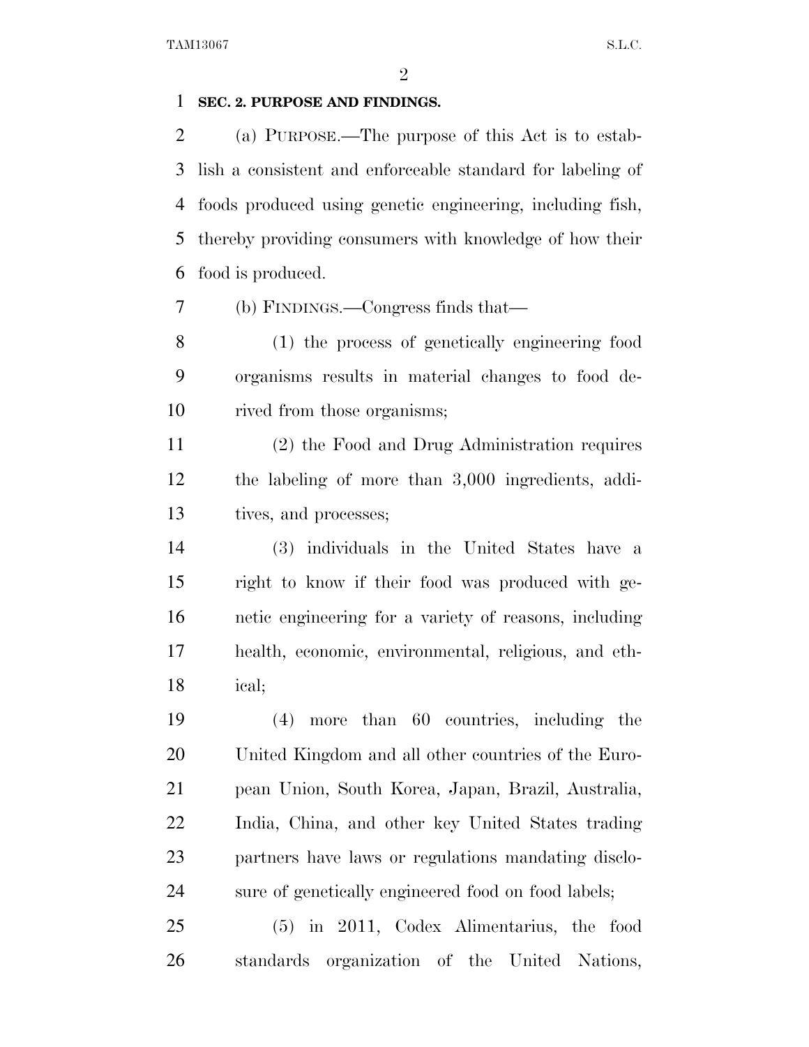**SEC. 2. PURPOSE AND FINDINGS.**

(a) PURPOSE.—The purpose of this Act is to establish a consistent and enforceable standard for labeling of foods produced using genetic engineering, including fish, thereby providing consumers with knowledge of how their food is produced.

(b) FINDINGS.—Congress finds that—

(1) the process of genetically engineering food organisms results in material changes to food derived from those organisms;

(2) the Food and Drug Administration requires the labeling of more than 3,000 ingredients, additives, and processes;

(3) individuals in the United States have a right to know if their food was produced with genetic engineering for a variety of reasons, including health, economic, environmental, religious, and ethical;

(4) more than 60 countries, including the United Kingdom and all other countries of the European Union, South Korea, Japan, Brazil, Australia, India, China, and other key United States trading partners have laws or regulations mandating disclosure of genetically engineered food on food labels;

(5) in 2011, Codex Alimentarius, the food standards organization of the United Nations,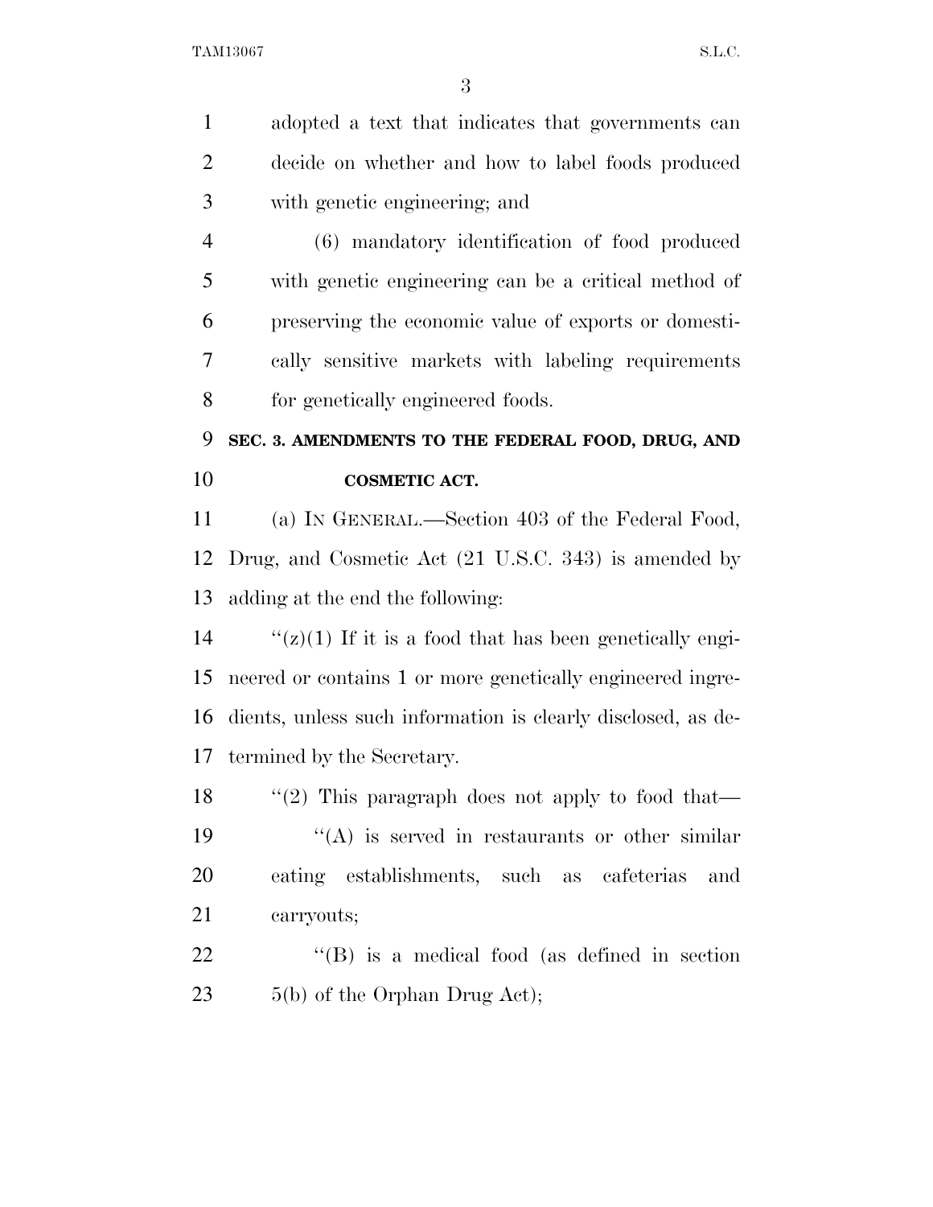adopted a text that indicates that governments can decide on whether and how to label foods produced with genetic engineering; and

(6) mandatory identification of food produced with genetic engineering can be a critical method of preserving the economic value of exports or domestically sensitive markets with labeling requirements for genetically engineered foods.

## SEC. 3. AMENDMENTS TO THE FEDERAL FOOD, DRUG, AND COSMETIC ACT.

(a) IN GENERAL.—Section 403 of the Federal Food, Drug, and Cosmetic Act (21 U.S.C. 343) is amended by adding at the end the following:

"(z)(1) If it is a food that has been genetically engineered or contains 1 or more genetically engineered ingredients, unless such information is clearly disclosed, as determined by the Secretary.

"(2) This paragraph does not apply to food that—

"(A) is served in restaurants or other similar eating establishments, such as cafeterias and carryouts;

"(B) is a medical food (as defined in section 5(b) of the Orphan Drug Act);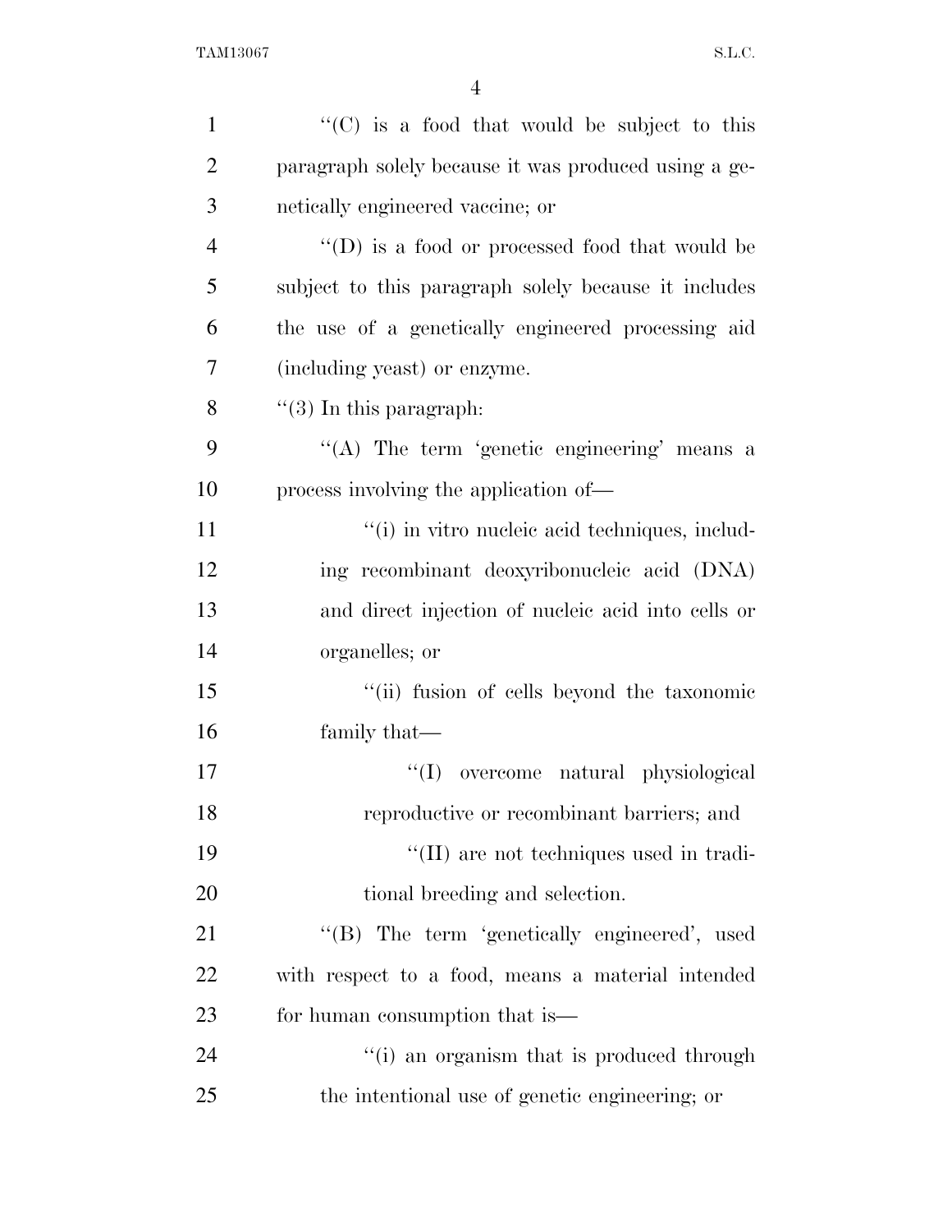''(C) is a food that would be subject to this paragraph solely because it was produced using a genetically engineered vaccine; or

''(D) is a food or processed food that would be subject to this paragraph solely because it includes the use of a genetically engineered processing aid (including yeast) or enzyme.

''(3) In this paragraph:

''(A) The term 'genetic engineering' means a process involving the application of—

''(i) in vitro nucleic acid techniques, including recombinant deoxyribonucleic acid (DNA) and direct injection of nucleic acid into cells or organelles; or

''(ii) fusion of cells beyond the taxonomic family that—

''(I) overcome natural physiological reproductive or recombinant barriers; and

''(II) are not techniques used in traditional breeding and selection.

''(B) The term 'genetically engineered', used with respect to a food, means a material intended for human consumption that is—

''(i) an organism that is produced through the intentional use of genetic engineering; or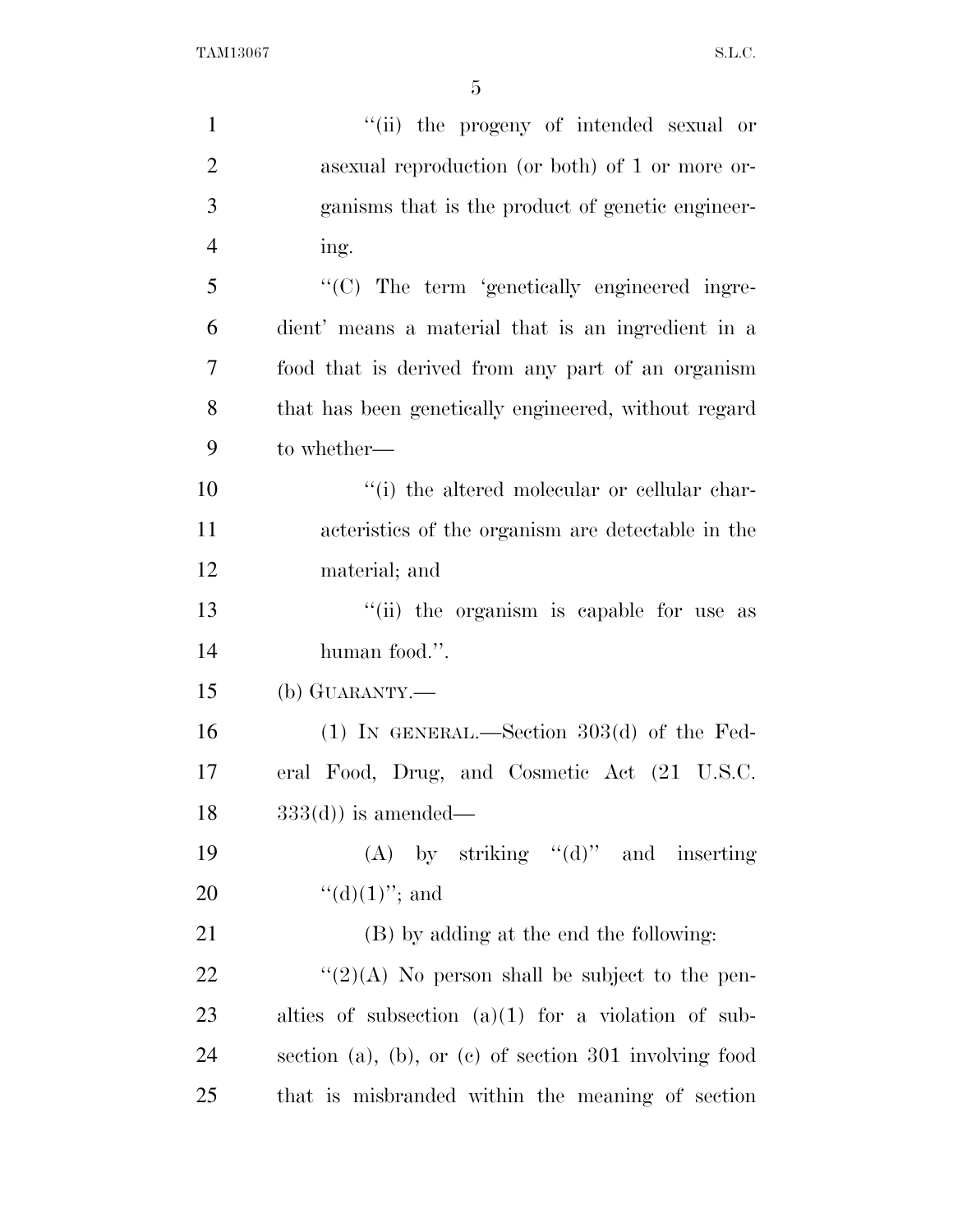"(ii) the progeny of intended sexual or asexual reproduction (or both) of 1 or more organisms that is the product of genetic engineering.

"(C) The term 'genetically engineered ingredient' means a material that is an ingredient in a food that is derived from any part of an organism that has been genetically engineered, without regard to whether—

"(i) the altered molecular or cellular characteristics of the organism are detectable in the material; and

"(ii) the organism is capable for use as human food.".

(b) GUARANTY.—

(1) IN GENERAL.—Section 303(d) of the Federal Food, Drug, and Cosmetic Act (21 U.S.C. 333(d)) is amended—

(A) by striking "(d)" and inserting "(d)(1)"; and

(B) by adding at the end the following:

"(2)(A) No person shall be subject to the penalties of subsection (a)(1) for a violation of subsection (a), (b), or (c) of section 301 involving food that is misbranded within the meaning of section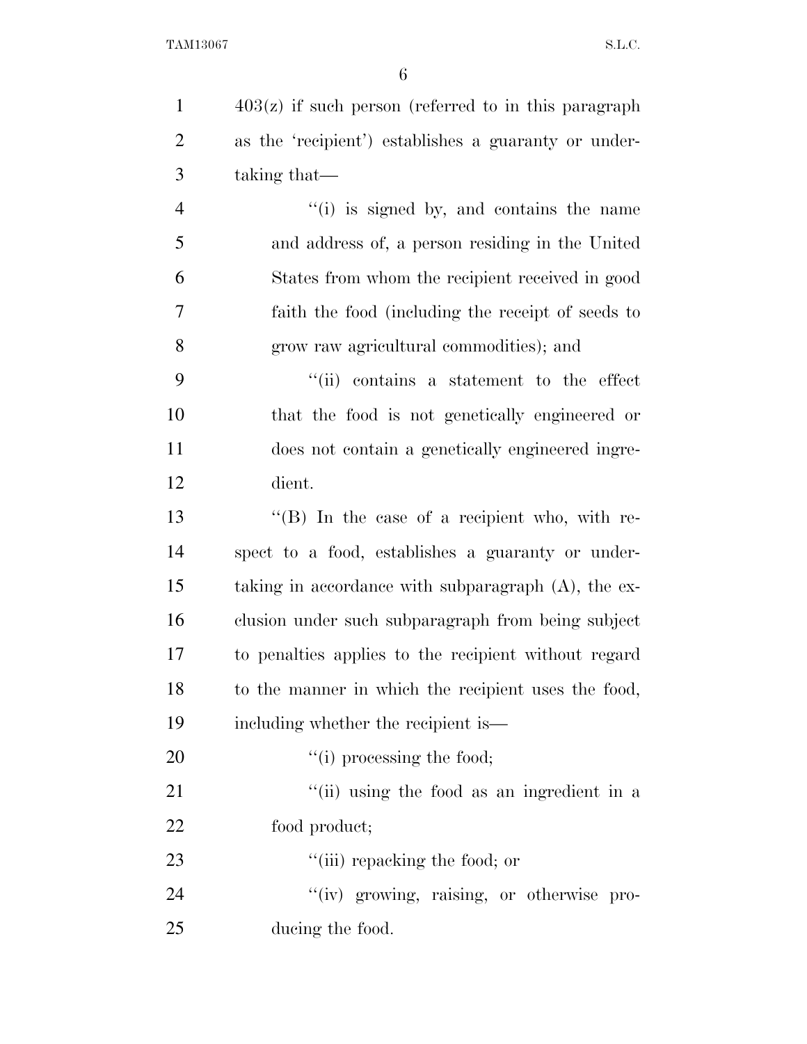403(z) if such person (referred to in this paragraph as the 'recipient') establishes a guaranty or undertaking that—

"(i) is signed by, and contains the name and address of, a person residing in the United States from whom the recipient received in good faith the food (including the receipt of seeds to grow raw agricultural commodities); and

"(ii) contains a statement to the effect that the food is not genetically engineered or does not contain a genetically engineered ingredient.

"(B) In the case of a recipient who, with respect to a food, establishes a guaranty or undertaking in accordance with subparagraph (A), the exclusion under such subparagraph from being subject to penalties applies to the recipient without regard to the manner in which the recipient uses the food, including whether the recipient is—

"(i) processing the food;

"(ii) using the food as an ingredient in a food product;

"(iii) repacking the food; or

"(iv) growing, raising, or otherwise producing the food.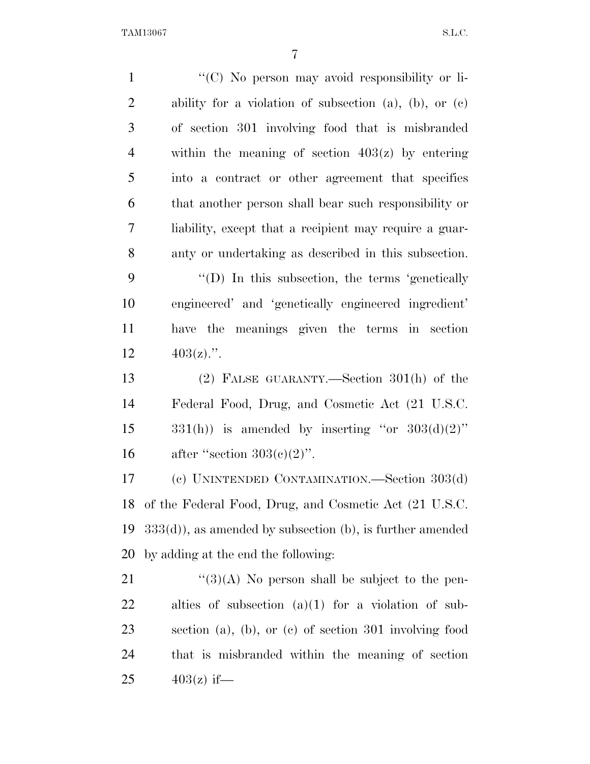''(C) No person may avoid responsibility or liability for a violation of subsection (a), (b), or (c) of section 301 involving food that is misbranded within the meaning of section 403(z) by entering into a contract or other agreement that specifies that another person shall bear such responsibility or liability, except that a recipient may require a guaranty or undertaking as described in this subsection.

''(D) In this subsection, the terms 'genetically engineered' and 'genetically engineered ingredient' have the meanings given the terms in section 403(z).''.

(2) FALSE GUARANTY.—Section 301(h) of the Federal Food, Drug, and Cosmetic Act (21 U.S.C. 331(h)) is amended by inserting ''or 303(d)(2)'' after ''section 303(c)(2)''.

(c) UNINTENDED CONTAMINATION.—Section 303(d) of the Federal Food, Drug, and Cosmetic Act (21 U.S.C. 333(d)), as amended by subsection (b), is further amended by adding at the end the following:

''(3)(A) No person shall be subject to the penalties of subsection (a)(1) for a violation of subsection (a), (b), or (c) of section 301 involving food that is misbranded within the meaning of section 403(z) if—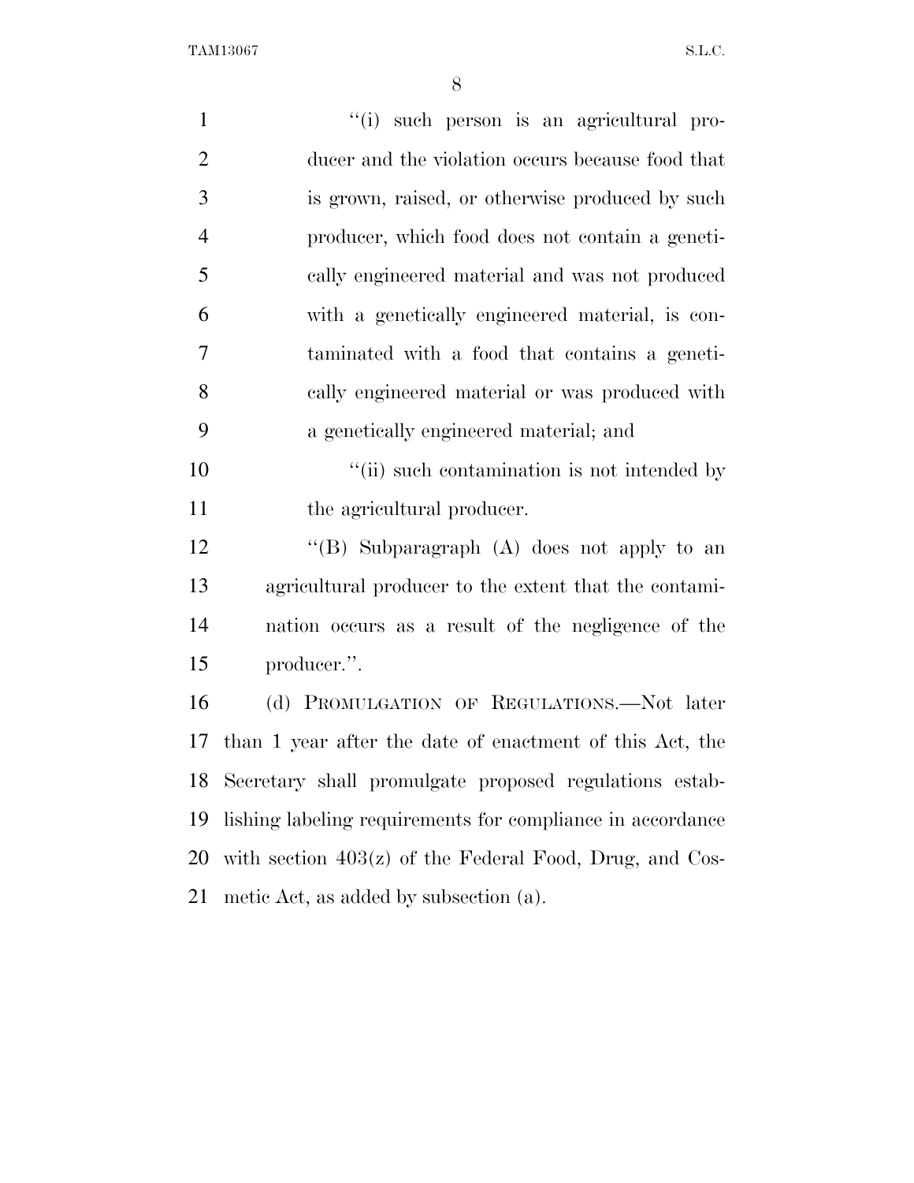''(i) such person is an agricultural producer and the violation occurs because food that is grown, raised, or otherwise produced by such producer, which food does not contain a genetically engineered material and was not produced with a genetically engineered material, is contaminated with a food that contains a genetically engineered material or was produced with a genetically engineered material; and

''(ii) such contamination is not intended by the agricultural producer.

''(B) Subparagraph (A) does not apply to an agricultural producer to the extent that the contamination occurs as a result of the negligence of the producer.''.

(d) PROMULGATION OF REGULATIONS.—Not later than 1 year after the date of enactment of this Act, the Secretary shall promulgate proposed regulations establishing labeling requirements for compliance in accordance with section 403(z) of the Federal Food, Drug, and Cosmetic Act, as added by subsection (a).